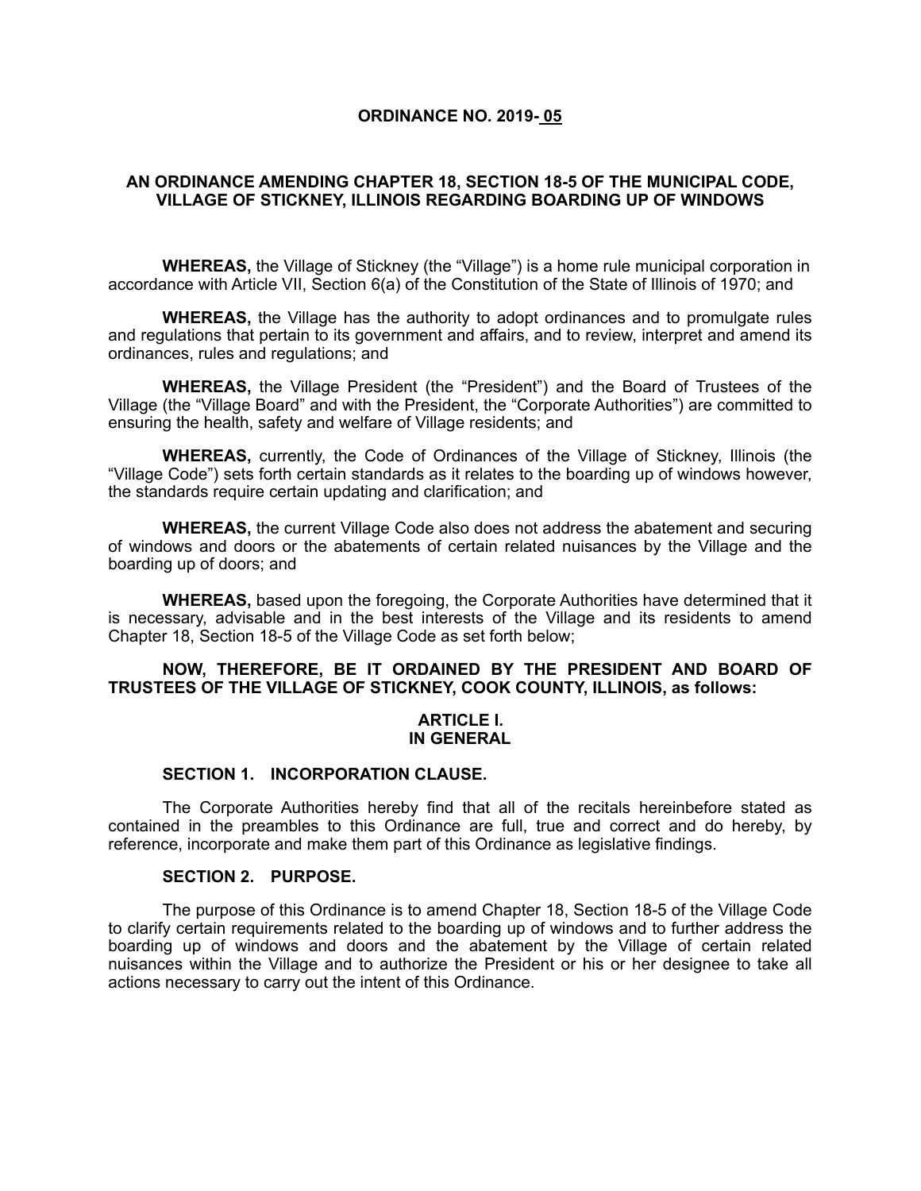# ORDINANCE NO. 2019- 05

## AN ORDINANCE AMENDING CHAPTER 18, SECTION 18-5 OF THE MUNICIPAL CODE, VILLAGE OF STICKNEY, ILLINOIS REGARDING BOARDING UP OF WINDOWS

**WHEREAS,** the Village of Stickney (the "Village") is a home rule municipal corporation in accordance with Article VII, Section 6(a) of the Constitution of the State of Illinois of 1970; and

**WHEREAS,** the Village has the authority to adopt ordinances and to promulgate rules and regulations that pertain to its government and affairs, and to review, interpret and amend its ordinances, rules and regulations; and

**WHEREAS,** the Village President (the "President") and the Board of Trustees of the Village (the "Village Board" and with the President, the "Corporate Authorities") are committed to ensuring the health, safety and welfare of Village residents; and

**WHEREAS,** currently, the Code of Ordinances of the Village of Stickney, Illinois (the "Village Code") sets forth certain standards as it relates to the boarding up of windows however, the standards require certain updating and clarification; and

**WHEREAS,** the current Village Code also does not address the abatement and securing of windows and doors or the abatements of certain related nuisances by the Village and the boarding up of doors; and

**WHEREAS,** based upon the foregoing, the Corporate Authorities have determined that it is necessary, advisable and in the best interests of the Village and its residents to amend Chapter 18, Section 18-5 of the Village Code as set forth below;

**NOW, THEREFORE, BE IT ORDAINED BY THE PRESIDENT AND BOARD OF TRUSTEES OF THE VILLAGE OF STICKNEY, COOK COUNTY, ILLINOIS, as follows:**

### ARTICLE I.
### IN GENERAL

#### SECTION 1. INCORPORATION CLAUSE.

The Corporate Authorities hereby find that all of the recitals hereinbefore stated as contained in the preambles to this Ordinance are full, true and correct and do hereby, by reference, incorporate and make them part of this Ordinance as legislative findings.

#### SECTION 2. PURPOSE.

The purpose of this Ordinance is to amend Chapter 18, Section 18-5 of the Village Code to clarify certain requirements related to the boarding up of windows and to further address the boarding up of windows and doors and the abatement by the Village of certain related nuisances within the Village and to authorize the President or his or her designee to take all actions necessary to carry out the intent of this Ordinance.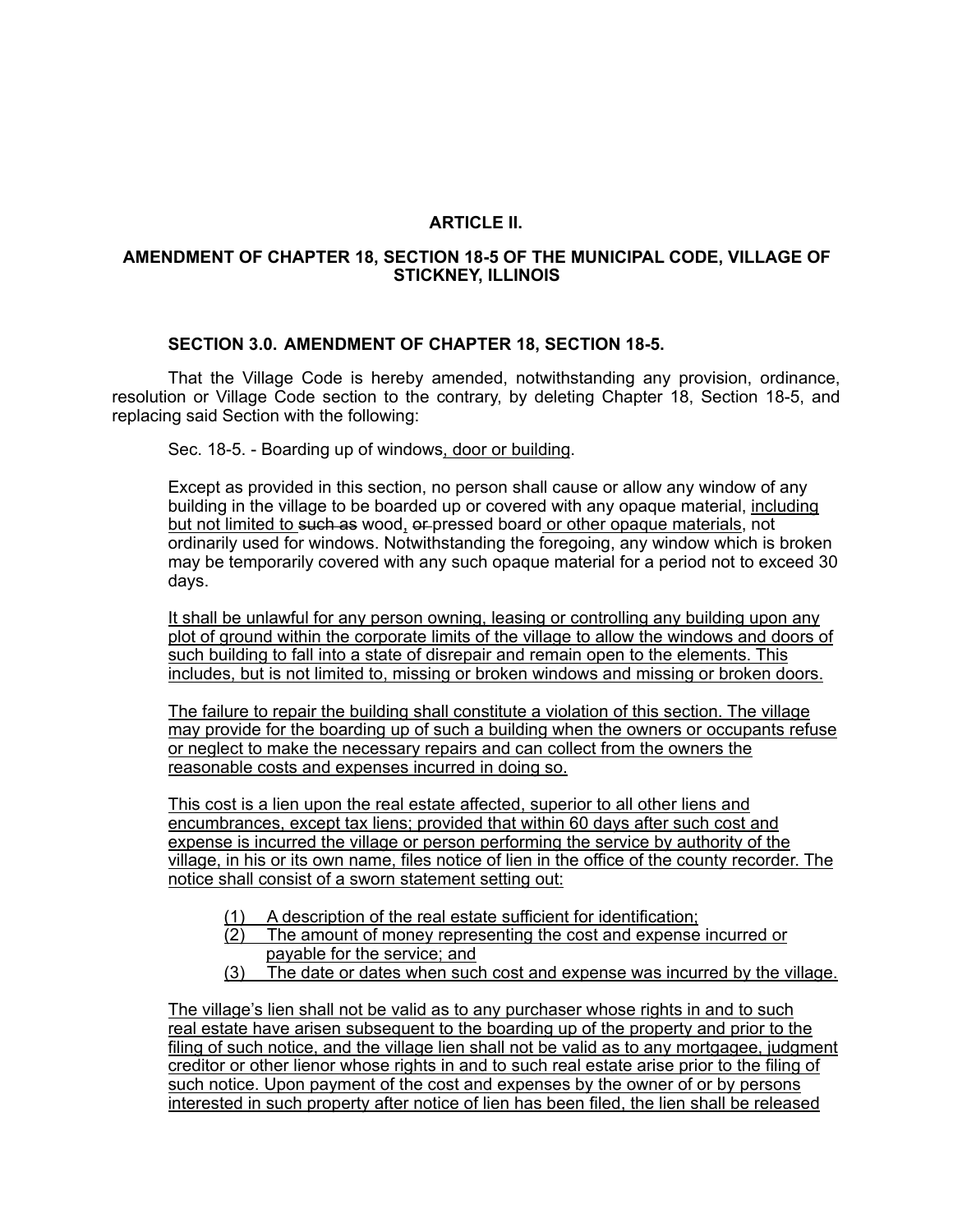## ARTICLE II.

## AMENDMENT OF CHAPTER 18, SECTION 18-5 OF THE MUNICIPAL CODE, VILLAGE OF STICKNEY, ILLINOIS

### SECTION 3.0. AMENDMENT OF CHAPTER 18, SECTION 18-5.

That the Village Code is hereby amended, notwithstanding any provision, ordinance, resolution or Village Code section to the contrary, by deleting Chapter 18, Section 18-5, and replacing said Section with the following:

Sec. 18-5. - Boarding up of windows<u>, door or building</u>.

Except as provided in this section, no person shall cause or allow any window of any building in the village to be boarded up or covered with any opaque material, <u>including but not limited to</u> ~~such as~~ wood<u>,</u> ~~or~~ pressed board <u>or other opaque materials</u>, not ordinarily used for windows. Notwithstanding the foregoing, any window which is broken may be temporarily covered with any such opaque material for a period not to exceed 30 days.

<u>It shall be unlawful for any person owning, leasing or controlling any building upon any plot of ground within the corporate limits of the village to allow the windows and doors of such building to fall into a state of disrepair and remain open to the elements. This includes, but is not limited to, missing or broken windows and missing or broken doors.</u>

<u>The failure to repair the building shall constitute a violation of this section. The village may provide for the boarding up of such a building when the owners or occupants refuse or neglect to make the necessary repairs and can collect from the owners the reasonable costs and expenses incurred in doing so.</u>

<u>This cost is a lien upon the real estate affected, superior to all other liens and encumbrances, except tax liens; provided that within 60 days after such cost and expense is incurred the village or person performing the service by authority of the village, in his or its own name, files notice of lien in the office of the county recorder. The notice shall consist of a sworn statement setting out:</u>

<u>(1) A description of the real estate sufficient for identification;</u>
<u>(2) The amount of money representing the cost and expense incurred or payable for the service; and</u>
<u>(3) The date or dates when such cost and expense was incurred by the village.</u>

<u>The village's lien shall not be valid as to any purchaser whose rights in and to such real estate have arisen subsequent to the boarding up of the property and prior to the filing of such notice, and the village lien shall not be valid as to any mortgagee, judgment creditor or other lienor whose rights in and to such real estate arise prior to the filing of such notice. Upon payment of the cost and expenses by the owner of or by persons interested in such property after notice of lien has been filed, the lien shall be released</u>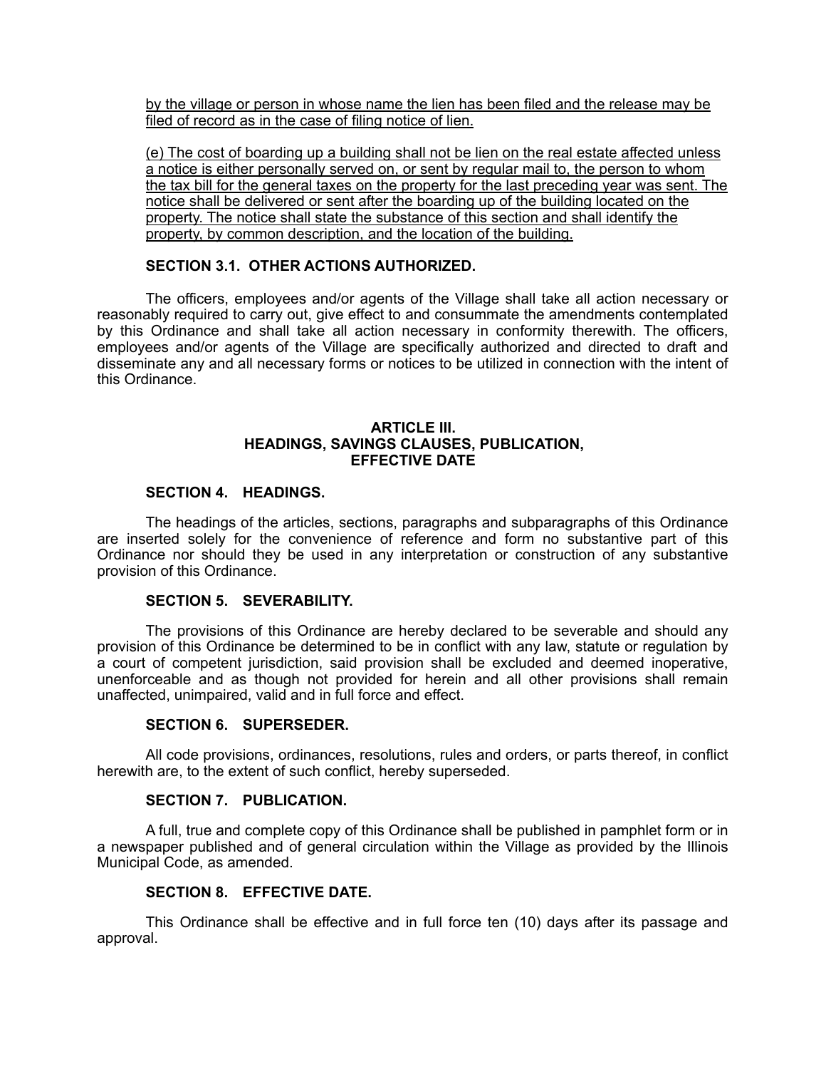<u>by the village or person in whose name the lien has been filed and the release may be filed of record as in the case of filing notice of lien.</u>

<u>(e) The cost of boarding up a building shall not be lien on the real estate affected unless a notice is either personally served on, or sent by regular mail to, the person to whom the tax bill for the general taxes on the property for the last preceding year was sent. The notice shall be delivered or sent after the boarding up of the building located on the property. The notice shall state the substance of this section and shall identify the property, by common description, and the location of the building.</u>

**SECTION 3.1. OTHER ACTIONS AUTHORIZED.**

The officers, employees and/or agents of the Village shall take all action necessary or reasonably required to carry out, give effect to and consummate the amendments contemplated by this Ordinance and shall take all action necessary in conformity therewith. The officers, employees and/or agents of the Village are specifically authorized and directed to draft and disseminate any and all necessary forms or notices to be utilized in connection with the intent of this Ordinance.

## ARTICLE III. HEADINGS, SAVINGS CLAUSES, PUBLICATION, EFFECTIVE DATE

**SECTION 4. HEADINGS.**

The headings of the articles, sections, paragraphs and subparagraphs of this Ordinance are inserted solely for the convenience of reference and form no substantive part of this Ordinance nor should they be used in any interpretation or construction of any substantive provision of this Ordinance.

**SECTION 5. SEVERABILITY.**

The provisions of this Ordinance are hereby declared to be severable and should any provision of this Ordinance be determined to be in conflict with any law, statute or regulation by a court of competent jurisdiction, said provision shall be excluded and deemed inoperative, unenforceable and as though not provided for herein and all other provisions shall remain unaffected, unimpaired, valid and in full force and effect.

**SECTION 6. SUPERSEDER.**

All code provisions, ordinances, resolutions, rules and orders, or parts thereof, in conflict herewith are, to the extent of such conflict, hereby superseded.

**SECTION 7. PUBLICATION.**

A full, true and complete copy of this Ordinance shall be published in pamphlet form or in a newspaper published and of general circulation within the Village as provided by the Illinois Municipal Code, as amended.

**SECTION 8. EFFECTIVE DATE.**

This Ordinance shall be effective and in full force ten (10) days after its passage and approval.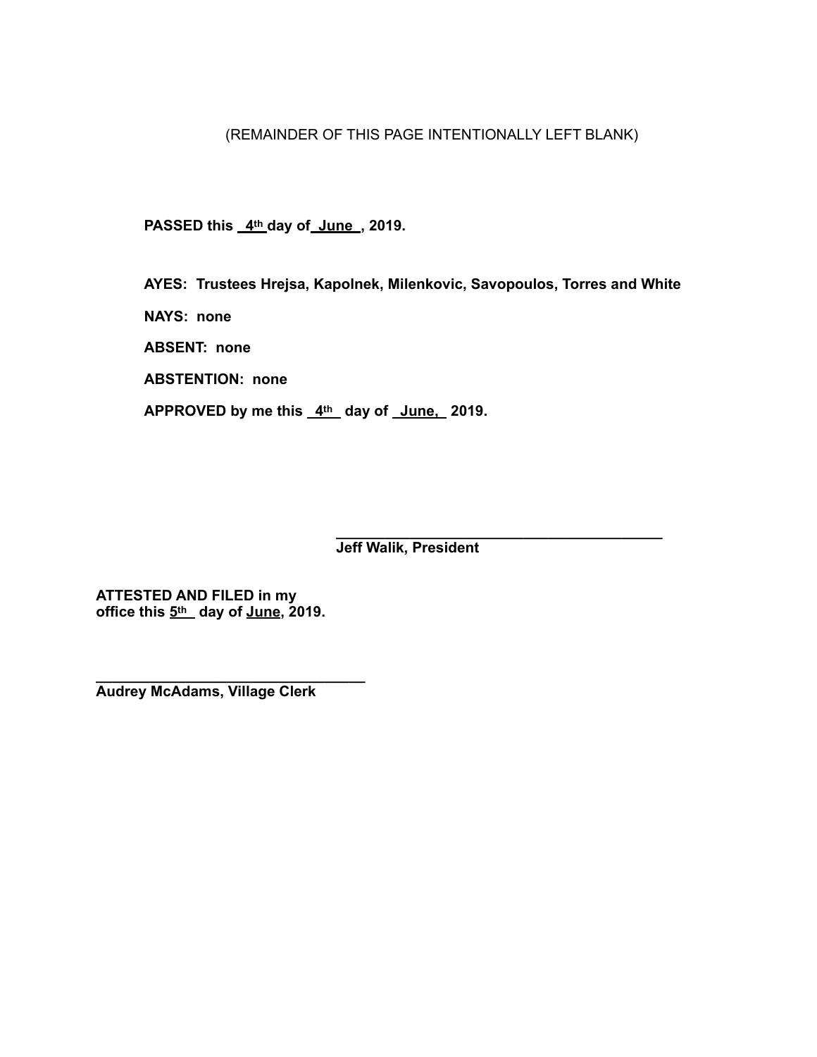(REMAINDER OF THIS PAGE INTENTIONALLY LEFT BLANK)

**PASSED this 4th day of June, 2019.**

**AYES: Trustees Hrejsa, Kapolnek, Milenkovic, Savopoulos, Torres and White**

**NAYS: none**

**ABSENT: none**

**ABSTENTION: none**

**APPROVED by me this 4th day of June, 2019.**

\_\_\_\_\_\_\_\_\_\_\_\_\_\_\_\_\_\_\_\_\_\_\_\_\_\_\_\_\_\_\_\_\_\_\_\_\_\_\_\_

**Jeff Walik, President**

**ATTESTED AND FILED in my office this 5th day of June, 2019.**

\_\_\_\_\_\_\_\_\_\_\_\_\_\_\_\_\_\_\_\_\_\_\_\_\_\_\_\_\_\_\_\_\_\_

**Audrey McAdams, Village Clerk**